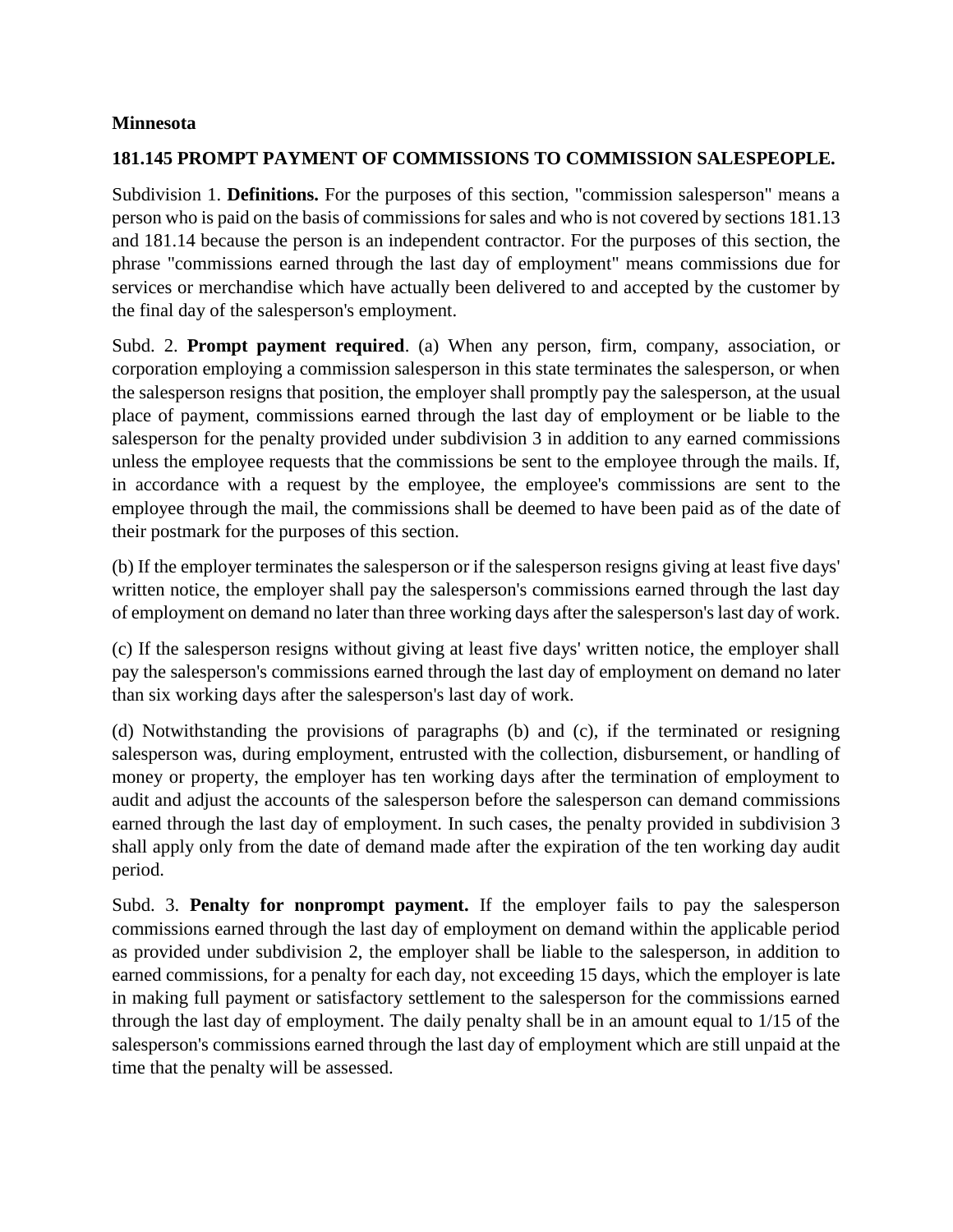**Minnesota**

**181.145 PROMPT PAYMENT OF COMMISSIONS TO COMMISSION SALESPEOPLE.**

Subdivision 1. **Definitions.** For the purposes of this section, "commission salesperson" means a person who is paid on the basis of commissions for sales and who is not covered by sections 181.13 and 181.14 because the person is an independent contractor. For the purposes of this section, the phrase "commissions earned through the last day of employment" means commissions due for services or merchandise which have actually been delivered to and accepted by the customer by the final day of the salesperson's employment.

Subd. 2. **Prompt payment required**. (a) When any person, firm, company, association, or corporation employing a commission salesperson in this state terminates the salesperson, or when the salesperson resigns that position, the employer shall promptly pay the salesperson, at the usual place of payment, commissions earned through the last day of employment or be liable to the salesperson for the penalty provided under subdivision 3 in addition to any earned commissions unless the employee requests that the commissions be sent to the employee through the mails. If, in accordance with a request by the employee, the employee's commissions are sent to the employee through the mail, the commissions shall be deemed to have been paid as of the date of their postmark for the purposes of this section.

(b) If the employer terminates the salesperson or if the salesperson resigns giving at least five days' written notice, the employer shall pay the salesperson's commissions earned through the last day of employment on demand no later than three working days after the salesperson's last day of work.

(c) If the salesperson resigns without giving at least five days' written notice, the employer shall pay the salesperson's commissions earned through the last day of employment on demand no later than six working days after the salesperson's last day of work.

(d) Notwithstanding the provisions of paragraphs (b) and (c), if the terminated or resigning salesperson was, during employment, entrusted with the collection, disbursement, or handling of money or property, the employer has ten working days after the termination of employment to audit and adjust the accounts of the salesperson before the salesperson can demand commissions earned through the last day of employment. In such cases, the penalty provided in subdivision 3 shall apply only from the date of demand made after the expiration of the ten working day audit period.

Subd. 3. **Penalty for nonprompt payment.** If the employer fails to pay the salesperson commissions earned through the last day of employment on demand within the applicable period as provided under subdivision 2, the employer shall be liable to the salesperson, in addition to earned commissions, for a penalty for each day, not exceeding 15 days, which the employer is late in making full payment or satisfactory settlement to the salesperson for the commissions earned through the last day of employment. The daily penalty shall be in an amount equal to 1/15 of the salesperson's commissions earned through the last day of employment which are still unpaid at the time that the penalty will be assessed.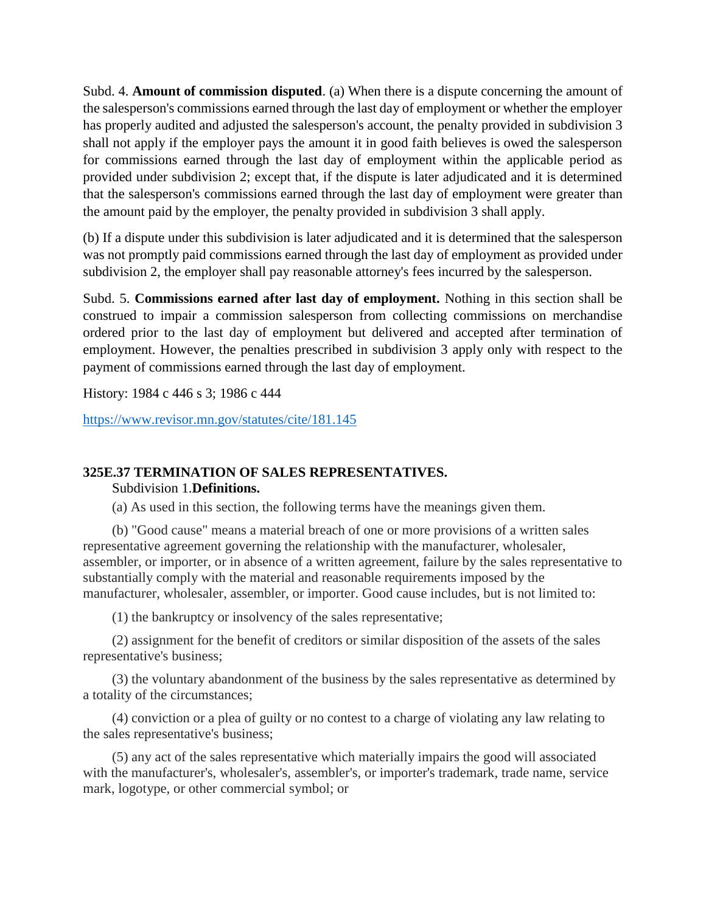Subd. 4. **Amount of commission disputed**. (a) When there is a dispute concerning the amount of the salesperson's commissions earned through the last day of employment or whether the employer has properly audited and adjusted the salesperson's account, the penalty provided in subdivision 3 shall not apply if the employer pays the amount it in good faith believes is owed the salesperson for commissions earned through the last day of employment within the applicable period as provided under subdivision 2; except that, if the dispute is later adjudicated and it is determined that the salesperson's commissions earned through the last day of employment were greater than the amount paid by the employer, the penalty provided in subdivision 3 shall apply.

(b) If a dispute under this subdivision is later adjudicated and it is determined that the salesperson was not promptly paid commissions earned through the last day of employment as provided under subdivision 2, the employer shall pay reasonable attorney's fees incurred by the salesperson.

Subd. 5. **Commissions earned after last day of employment.** Nothing in this section shall be construed to impair a commission salesperson from collecting commissions on merchandise ordered prior to the last day of employment but delivered and accepted after termination of employment. However, the penalties prescribed in subdivision 3 apply only with respect to the payment of commissions earned through the last day of employment.

History: 1984 c 446 s 3; 1986 c 444

https://www.revisor.mn.gov/statutes/cite/181.145

**325E.37 TERMINATION OF SALES REPRESENTATIVES.**

Subdivision 1.**Definitions.**

(a) As used in this section, the following terms have the meanings given them.

(b) "Good cause" means a material breach of one or more provisions of a written sales representative agreement governing the relationship with the manufacturer, wholesaler, assembler, or importer, or in absence of a written agreement, failure by the sales representative to substantially comply with the material and reasonable requirements imposed by the manufacturer, wholesaler, assembler, or importer. Good cause includes, but is not limited to:

(1) the bankruptcy or insolvency of the sales representative;

(2) assignment for the benefit of creditors or similar disposition of the assets of the sales representative's business;

(3) the voluntary abandonment of the business by the sales representative as determined by a totality of the circumstances;

(4) conviction or a plea of guilty or no contest to a charge of violating any law relating to the sales representative's business;

(5) any act of the sales representative which materially impairs the good will associated with the manufacturer's, wholesaler's, assembler's, or importer's trademark, trade name, service mark, logotype, or other commercial symbol; or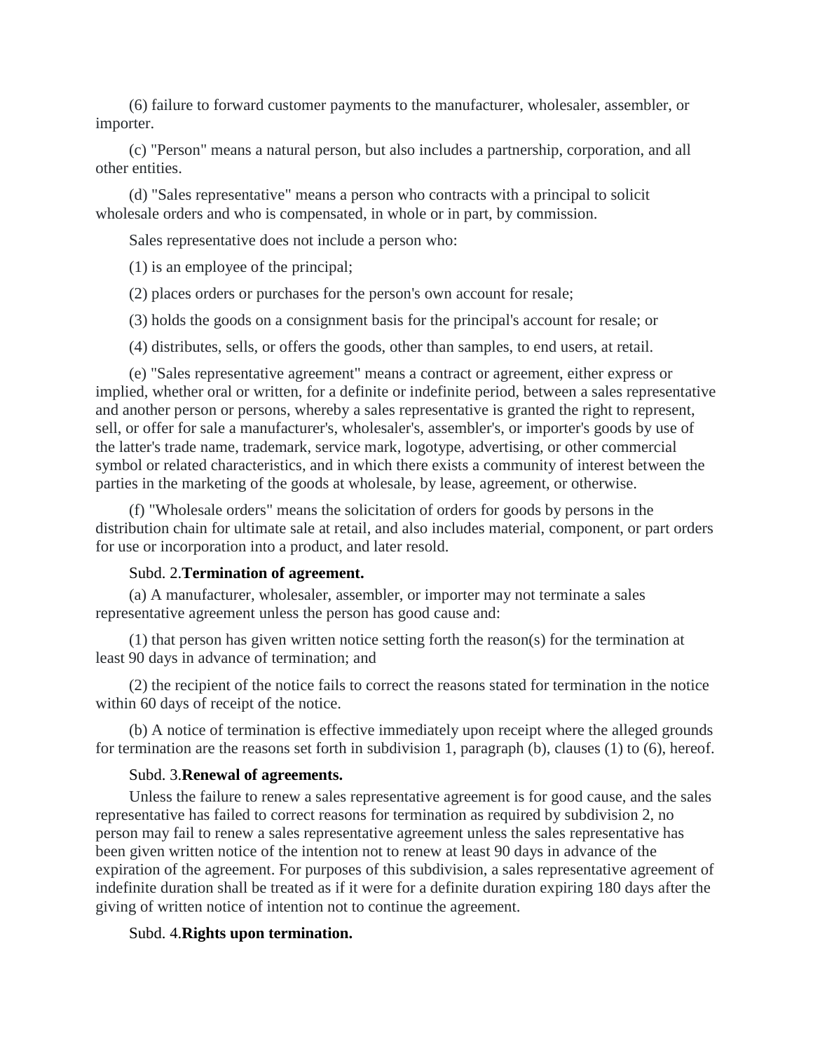(6) failure to forward customer payments to the manufacturer, wholesaler, assembler, or importer.

(c) "Person" means a natural person, but also includes a partnership, corporation, and all other entities.

(d) "Sales representative" means a person who contracts with a principal to solicit wholesale orders and who is compensated, in whole or in part, by commission.

Sales representative does not include a person who:

(1) is an employee of the principal;

(2) places orders or purchases for the person's own account for resale;

(3) holds the goods on a consignment basis for the principal's account for resale; or

(4) distributes, sells, or offers the goods, other than samples, to end users, at retail.

(e) "Sales representative agreement" means a contract or agreement, either express or implied, whether oral or written, for a definite or indefinite period, between a sales representative and another person or persons, whereby a sales representative is granted the right to represent, sell, or offer for sale a manufacturer's, wholesaler's, assembler's, or importer's goods by use of the latter's trade name, trademark, service mark, logotype, advertising, or other commercial symbol or related characteristics, and in which there exists a community of interest between the parties in the marketing of the goods at wholesale, by lease, agreement, or otherwise.

(f) "Wholesale orders" means the solicitation of orders for goods by persons in the distribution chain for ultimate sale at retail, and also includes material, component, or part orders for use or incorporation into a product, and later resold.

Subd. 2.**Termination of agreement.**

(a) A manufacturer, wholesaler, assembler, or importer may not terminate a sales representative agreement unless the person has good cause and:

(1) that person has given written notice setting forth the reason(s) for the termination at least 90 days in advance of termination; and

(2) the recipient of the notice fails to correct the reasons stated for termination in the notice within 60 days of receipt of the notice.

(b) A notice of termination is effective immediately upon receipt where the alleged grounds for termination are the reasons set forth in subdivision 1, paragraph (b), clauses (1) to (6), hereof.

Subd. 3.**Renewal of agreements.**

Unless the failure to renew a sales representative agreement is for good cause, and the sales representative has failed to correct reasons for termination as required by subdivision 2, no person may fail to renew a sales representative agreement unless the sales representative has been given written notice of the intention not to renew at least 90 days in advance of the expiration of the agreement. For purposes of this subdivision, a sales representative agreement of indefinite duration shall be treated as if it were for a definite duration expiring 180 days after the giving of written notice of intention not to continue the agreement.

Subd. 4.**Rights upon termination.**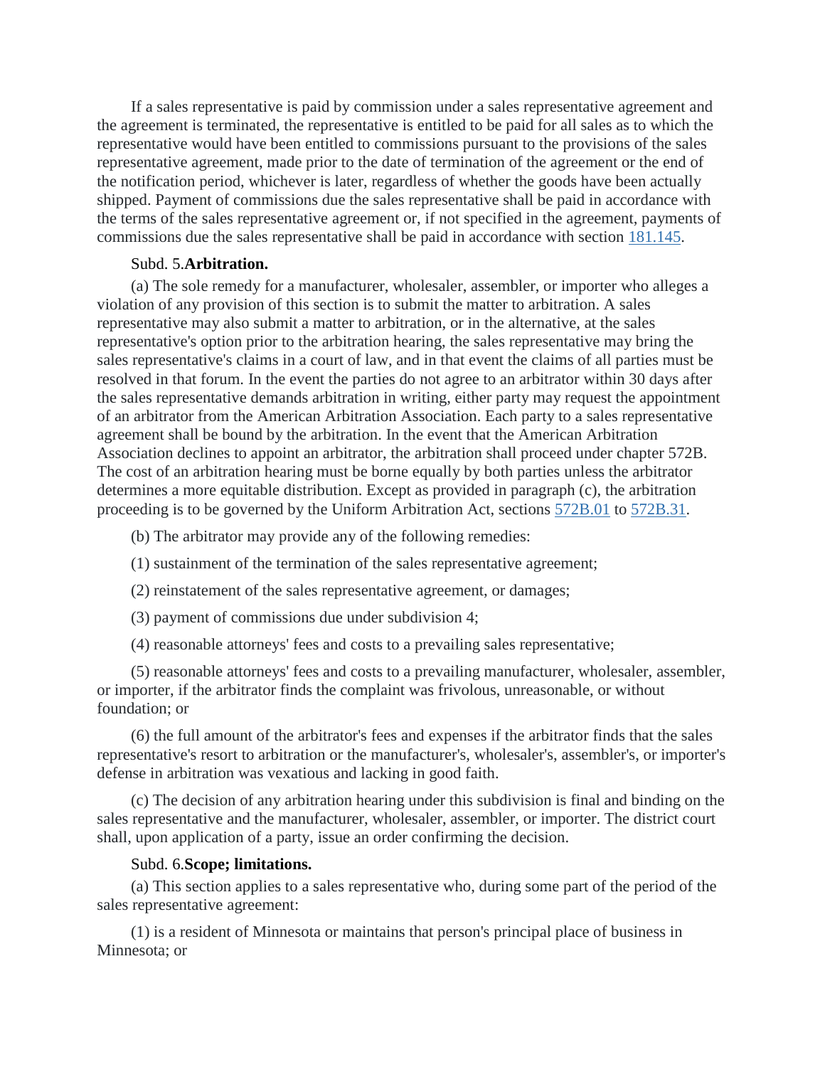If a sales representative is paid by commission under a sales representative agreement and the agreement is terminated, the representative is entitled to be paid for all sales as to which the representative would have been entitled to commissions pursuant to the provisions of the sales representative agreement, made prior to the date of termination of the agreement or the end of the notification period, whichever is later, regardless of whether the goods have been actually shipped. Payment of commissions due the sales representative shall be paid in accordance with the terms of the sales representative agreement or, if not specified in the agreement, payments of commissions due the sales representative shall be paid in accordance with section 181.145.

Subd. 5.**Arbitration.**

(a) The sole remedy for a manufacturer, wholesaler, assembler, or importer who alleges a violation of any provision of this section is to submit the matter to arbitration. A sales representative may also submit a matter to arbitration, or in the alternative, at the sales representative's option prior to the arbitration hearing, the sales representative may bring the sales representative's claims in a court of law, and in that event the claims of all parties must be resolved in that forum. In the event the parties do not agree to an arbitrator within 30 days after the sales representative demands arbitration in writing, either party may request the appointment of an arbitrator from the American Arbitration Association. Each party to a sales representative agreement shall be bound by the arbitration. In the event that the American Arbitration Association declines to appoint an arbitrator, the arbitration shall proceed under chapter 572B. The cost of an arbitration hearing must be borne equally by both parties unless the arbitrator determines a more equitable distribution. Except as provided in paragraph (c), the arbitration proceeding is to be governed by the Uniform Arbitration Act, sections 572B.01 to 572B.31.

(b) The arbitrator may provide any of the following remedies:

(1) sustainment of the termination of the sales representative agreement;

(2) reinstatement of the sales representative agreement, or damages;

(3) payment of commissions due under subdivision 4;

(4) reasonable attorneys' fees and costs to a prevailing sales representative;

(5) reasonable attorneys' fees and costs to a prevailing manufacturer, wholesaler, assembler, or importer, if the arbitrator finds the complaint was frivolous, unreasonable, or without foundation; or

(6) the full amount of the arbitrator's fees and expenses if the arbitrator finds that the sales representative's resort to arbitration or the manufacturer's, wholesaler's, assembler's, or importer's defense in arbitration was vexatious and lacking in good faith.

(c) The decision of any arbitration hearing under this subdivision is final and binding on the sales representative and the manufacturer, wholesaler, assembler, or importer. The district court shall, upon application of a party, issue an order confirming the decision.

Subd. 6.**Scope; limitations.**

(a) This section applies to a sales representative who, during some part of the period of the sales representative agreement:

(1) is a resident of Minnesota or maintains that person's principal place of business in Minnesota; or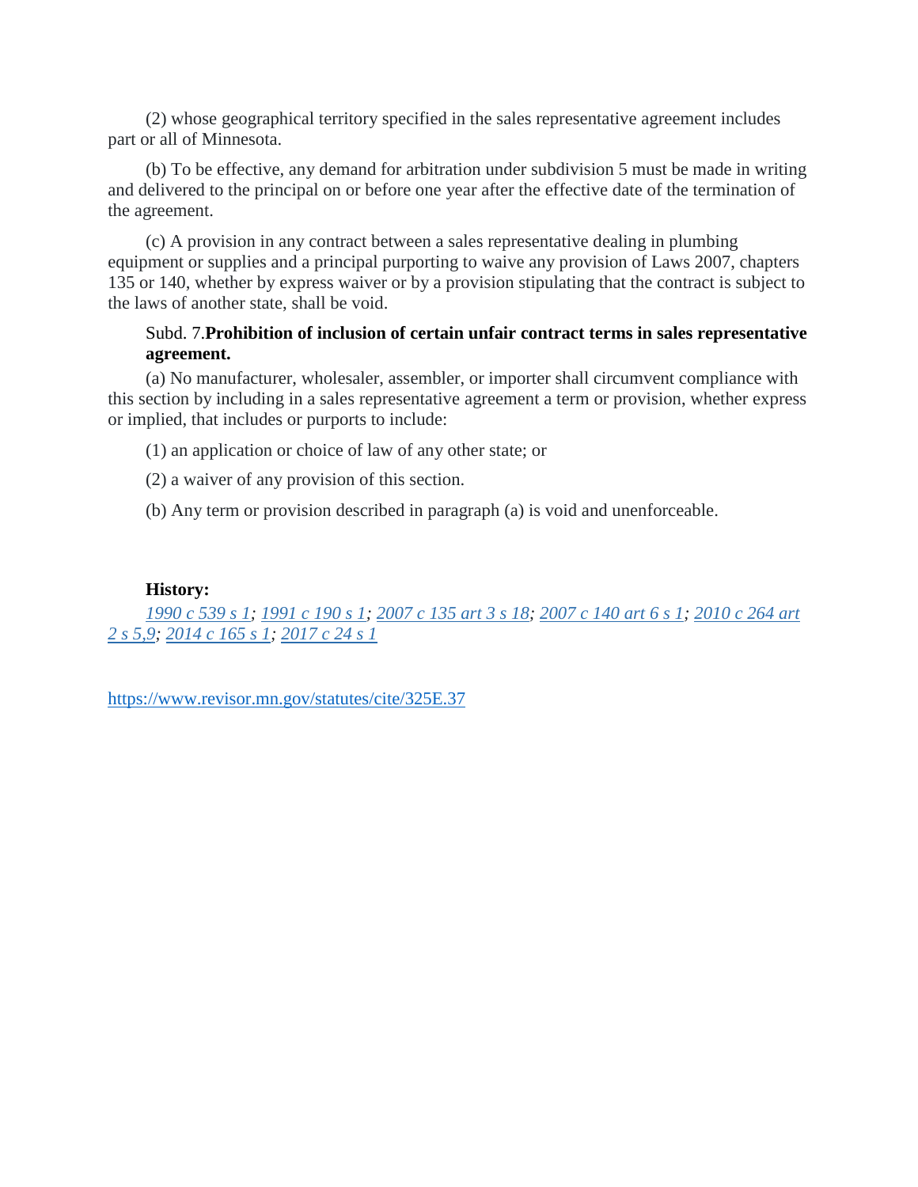(2) whose geographical territory specified in the sales representative agreement includes part or all of Minnesota.

(b) To be effective, any demand for arbitration under subdivision 5 must be made in writing and delivered to the principal on or before one year after the effective date of the termination of the agreement.

(c) A provision in any contract between a sales representative dealing in plumbing equipment or supplies and a principal purporting to waive any provision of Laws 2007, chapters 135 or 140, whether by express waiver or by a provision stipulating that the contract is subject to the laws of another state, shall be void.

Subd. 7.**Prohibition of inclusion of certain unfair contract terms in sales representative agreement.**

(a) No manufacturer, wholesaler, assembler, or importer shall circumvent compliance with this section by including in a sales representative agreement a term or provision, whether express or implied, that includes or purports to include:

(1) an application or choice of law of any other state; or

(2) a waiver of any provision of this section.

(b) Any term or provision described in paragraph (a) is void and unenforceable.

**History:**

*1990 c 539 s 1*; *1991 c 190 s 1*; *2007 c 135 art 3 s 18*; *2007 c 140 art 6 s 1*; *2010 c 264 art 2 s 5,9*; *2014 c 165 s 1*; *2017 c 24 s 1*

https://www.revisor.mn.gov/statutes/cite/325E.37